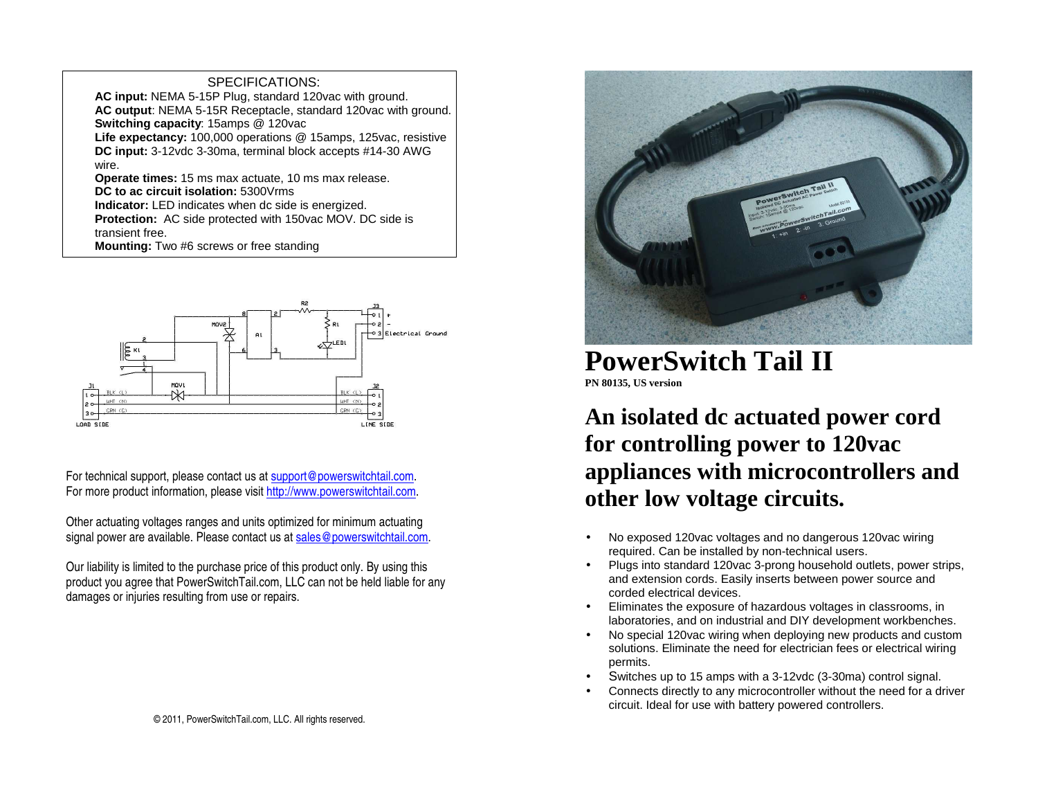SPECIFICATIONS:

**AC input:** NEMA 5-15P Plug, standard 120vac with ground.
**AC output**: NEMA 5-15R Receptacle, standard 120vac with ground.
**Switching capacity**: 15amps @ 120vac
**Life expectancy:** 100,000 operations @ 15amps, 125vac, resistive
**DC input:** 3-12vdc 3-30ma, terminal block accepts #14-30 AWG wire.
**Operate times:** 15 ms max actuate, 10 ms max release.
**DC to ac circuit isolation:** 5300Vrms
**Indicator:** LED indicates when dc side is energized.
**Protection:** AC side protected with 150vac MOV. DC side is transient free.
**Mounting:** Two #6 screws or free standing

For technical support, please contact us at support@powerswitchtail.com.
For more product information, please visit http://www.powerswitchtail.com.

Other actuating voltages ranges and units optimized for minimum actuating signal power are available. Please contact us at sales@powerswitchtail.com.

Our liability is limited to the purchase price of this product only. By using this product you agree that PowerSwitchTail.com, LLC can not be held liable for any damages or injuries resulting from use or repairs.

© 2011, PowerSwitchTail.com, LLC. All rights reserved.

# PowerSwitch Tail II

**PN 80135, US version**

## An isolated dc actuated power cord for controlling power to 120vac appliances with microcontrollers and other low voltage circuits.

- No exposed 120vac voltages and no dangerous 120vac wiring required. Can be installed by non-technical users.
- Plugs into standard 120vac 3-prong household outlets, power strips, and extension cords. Easily inserts between power source and corded electrical devices.
- Eliminates the exposure of hazardous voltages in classrooms, in laboratories, and on industrial and DIY development workbenches.
- No special 120vac wiring when deploying new products and custom solutions. Eliminate the need for electrician fees or electrical wiring permits.
- Switches up to 15 amps with a 3-12vdc (3-30ma) control signal.
- Connects directly to any microcontroller without the need for a driver circuit. Ideal for use with battery powered controllers.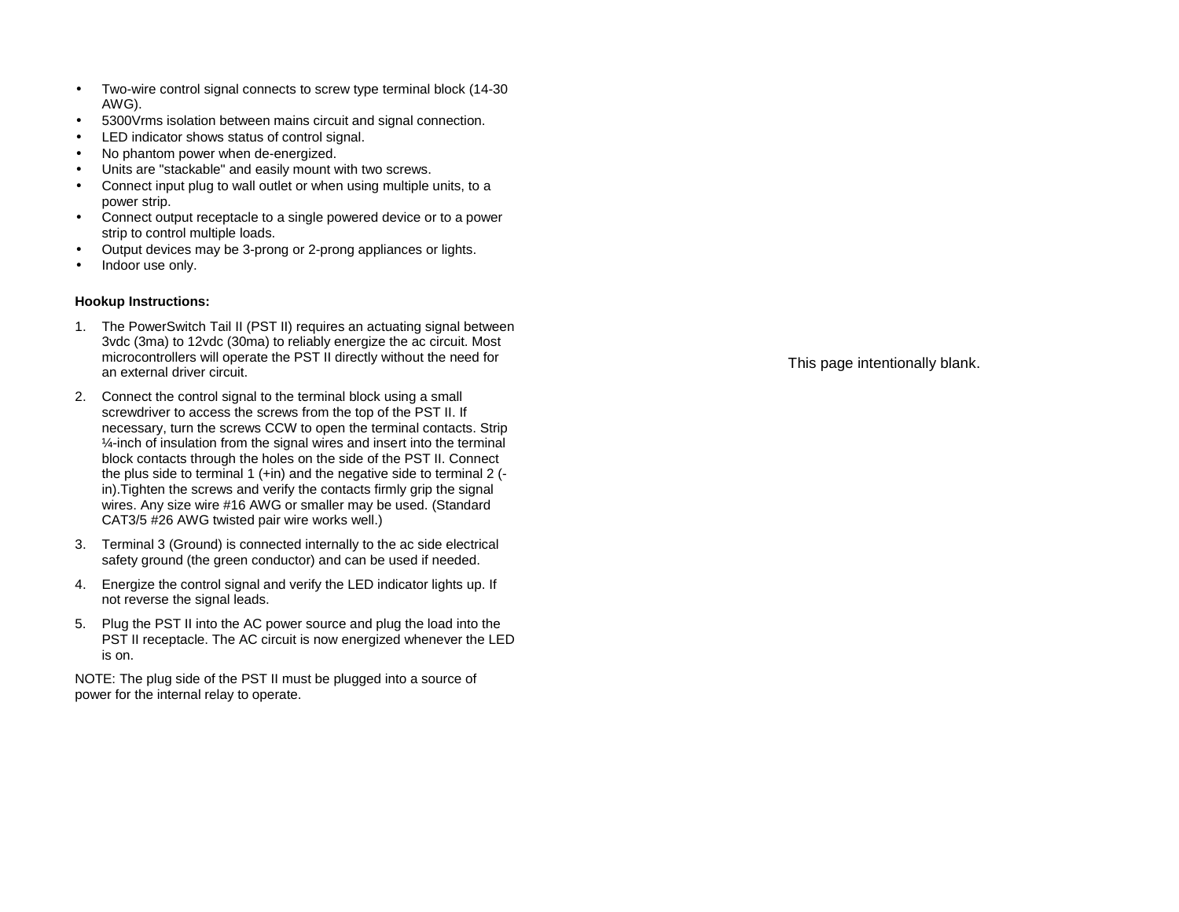- Two-wire control signal connects to screw type terminal block (14-30 AWG).
- 5300Vrms isolation between mains circuit and signal connection.
- LED indicator shows status of control signal.
- No phantom power when de-energized.
- Units are "stackable" and easily mount with two screws.
- Connect input plug to wall outlet or when using multiple units, to a power strip.
- Connect output receptacle to a single powered device or to a power strip to control multiple loads.
- Output devices may be 3-prong or 2-prong appliances or lights.
- Indoor use only.

**Hookup Instructions:**

1. The PowerSwitch Tail II (PST II) requires an actuating signal between 3vdc (3ma) to 12vdc (30ma) to reliably energize the ac circuit. Most microcontrollers will operate the PST II directly without the need for an external driver circuit.
2. Connect the control signal to the terminal block using a small screwdriver to access the screws from the top of the PST II. If necessary, turn the screws CCW to open the terminal contacts. Strip ¼-inch of insulation from the signal wires and insert into the terminal block contacts through the holes on the side of the PST II. Connect the plus side to terminal 1 (+in) and the negative side to terminal 2 (-in).Tighten the screws and verify the contacts firmly grip the signal wires. Any size wire #16 AWG or smaller may be used. (Standard CAT3/5 #26 AWG twisted pair wire works well.)
3. Terminal 3 (Ground) is connected internally to the ac side electrical safety ground (the green conductor) and can be used if needed.
4. Energize the control signal and verify the LED indicator lights up. If not reverse the signal leads.
5. Plug the PST II into the AC power source and plug the load into the PST II receptacle. The AC circuit is now energized whenever the LED is on.

NOTE: The plug side of the PST II must be plugged into a source of power for the internal relay to operate.

This page intentionally blank.